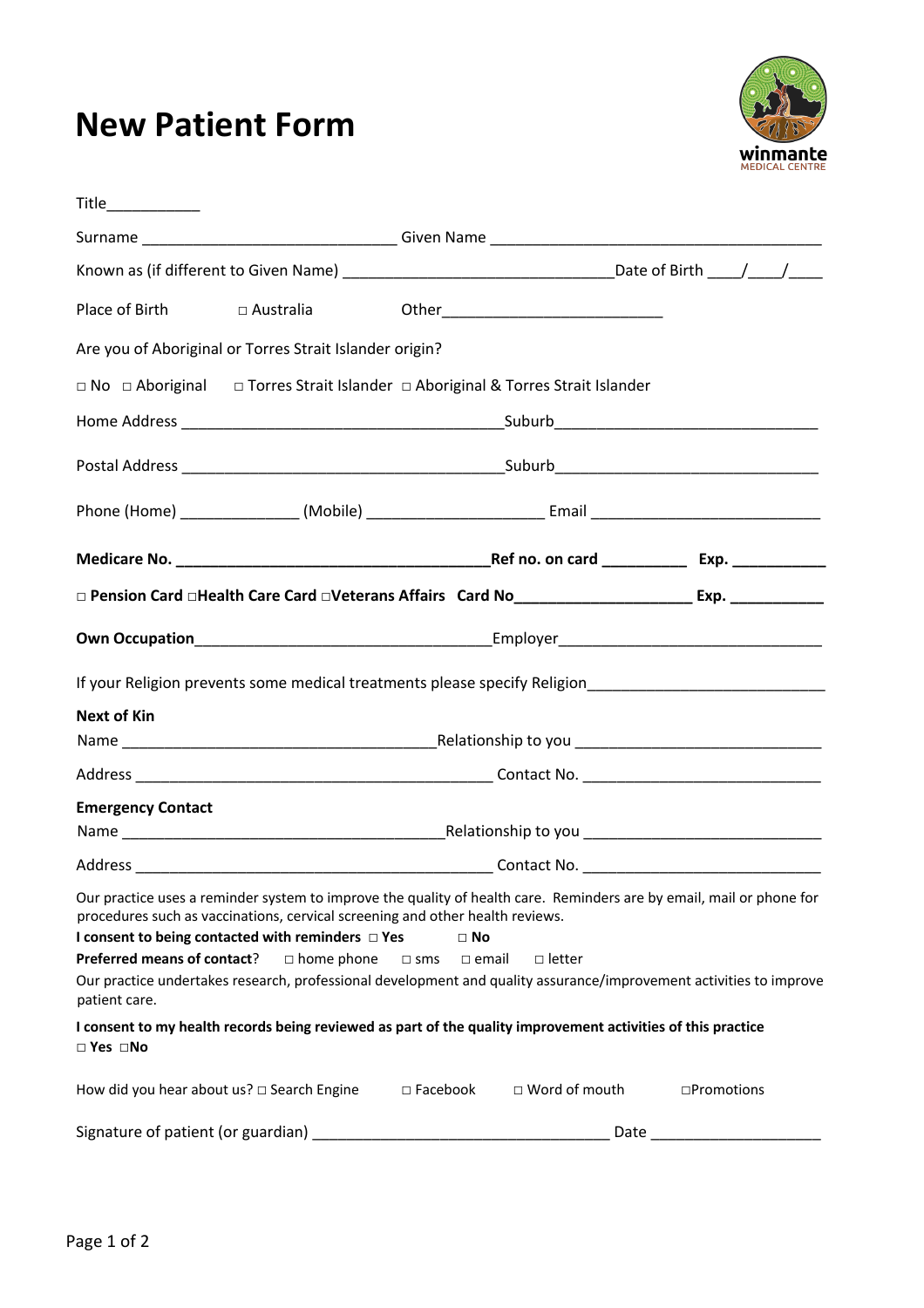# New Patient Form

winmante MEDICAL CENTRE

Title___________

Surname ______________________________ Given Name ________________________________________

Known as (if different to Given Name) ________________________________Date of Birth ____/____/____

Place of Birth □ Australia Other__________________________

Are you of Aboriginal or Torres Strait Islander origin?

□ No □ Aboriginal □ Torres Strait Islander □ Aboriginal & Torres Strait Islander

Home Address ______________________________________Suburb________________________________

Postal Address ______________________________________Suburb________________________________

Phone (Home) ______________ (Mobile) ____________________ Email ___________________________

**Medicare No. _____________________________________Ref no. on card __________ Exp. ___________**

**□ Pension Card □Health Care Card □Veterans Affairs Card No_____________________ Exp. ___________**

**Own Occupation**___________________________________Employer_______________________________

If your Religion prevents some medical treatments please specify Religion____________________________

**Next of Kin**

Name ______________________________________Relationship to you ______________________________

Address __________________________________________ Contact No. ____________________________

**Emergency Contact**

Name ______________________________________Relationship to you ______________________________

Address __________________________________________ Contact No. ____________________________

Our practice uses a reminder system to improve the quality of health care. Reminders are by email, mail or phone for procedures such as vaccinations, cervical screening and other health reviews.

**I consent to being contacted with reminders □ Yes □ No**

**Preferred means of contact**? □ home phone □ sms □ email □ letter

Our practice undertakes research, professional development and quality assurance/improvement activities to improve patient care.

**I consent to my health records being reviewed as part of the quality improvement activities of this practice**
**□ Yes □No**

How did you hear about us? □ Search Engine □ Facebook □ Word of mouth □Promotions

Signature of patient (or guardian) ___________________________________ Date ____________________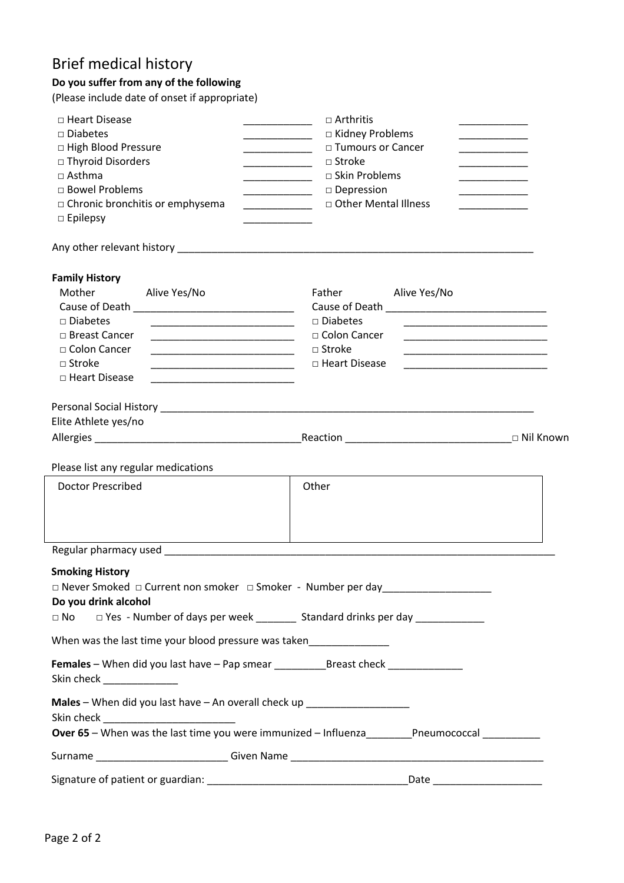# Brief medical history

**Do you suffer from any of the following**

(Please include date of onset if appropriate)

| | | | |
|---|---|---|---|
| □ Heart Disease | ____________ | □ Arthritis | ____________ |
| □ Diabetes | ____________ | □ Kidney Problems | ____________ |
| □ High Blood Pressure | ____________ | □ Tumours or Cancer | ____________ |
| □ Thyroid Disorders | ____________ | □ Stroke | ____________ |
| □ Asthma | ____________ | □ Skin Problems | ____________ |
| □ Bowel Problems | ____________ | □ Depression | ____________ |
| □ Chronic bronchitis or emphysema | ____________ | □ Other Mental Illness | ____________ |
| □ Epilepsy | ____________ | | |

Any other relevant history ________________________________________________________________

**Family History**

| | | | |
|---|---|---|---|
| Mother | Alive Yes/No | Father | Alive Yes/No |
| Cause of Death ____________________________ | | Cause of Death ____________________________ | |
| □ Diabetes | __________________________ | □ Diabetes | __________________________ |
| □ Breast Cancer | __________________________ | □ Colon Cancer | __________________________ |
| □ Colon Cancer | __________________________ | □ Stroke | __________________________ |
| □ Stroke | __________________________ | □ Heart Disease | __________________________ |
| □ Heart Disease | __________________________ | | |

Personal Social History ____________________________________________________________________

Elite Athlete yes/no

Allergies _____________________________________Reaction ______________________________□ Nil Known

Please list any regular medications

| Doctor Prescribed | Other |
|---|---|
| | |

Regular pharmacy used ______________________________________________________________________

**Smoking History**

□ Never Smoked □ Current non smoker □ Smoker - Number per day___________________

**Do you drink alcohol**

□ No □ Yes - Number of days per week _______ Standard drinks per day ____________

When was the last time your blood pressure was taken______________

**Females** – When did you last have – Pap smear _________Breast check _____________
Skin check _____________

**Males** – When did you last have – An overall check up __________________
Skin check _______________________

**Over 65** – When was the last time you were immunized – Influenza________Pneumococcal __________

Surname _______________________ Given Name ____________________________________________

Signature of patient or guardian: ___________________________________Date ___________________